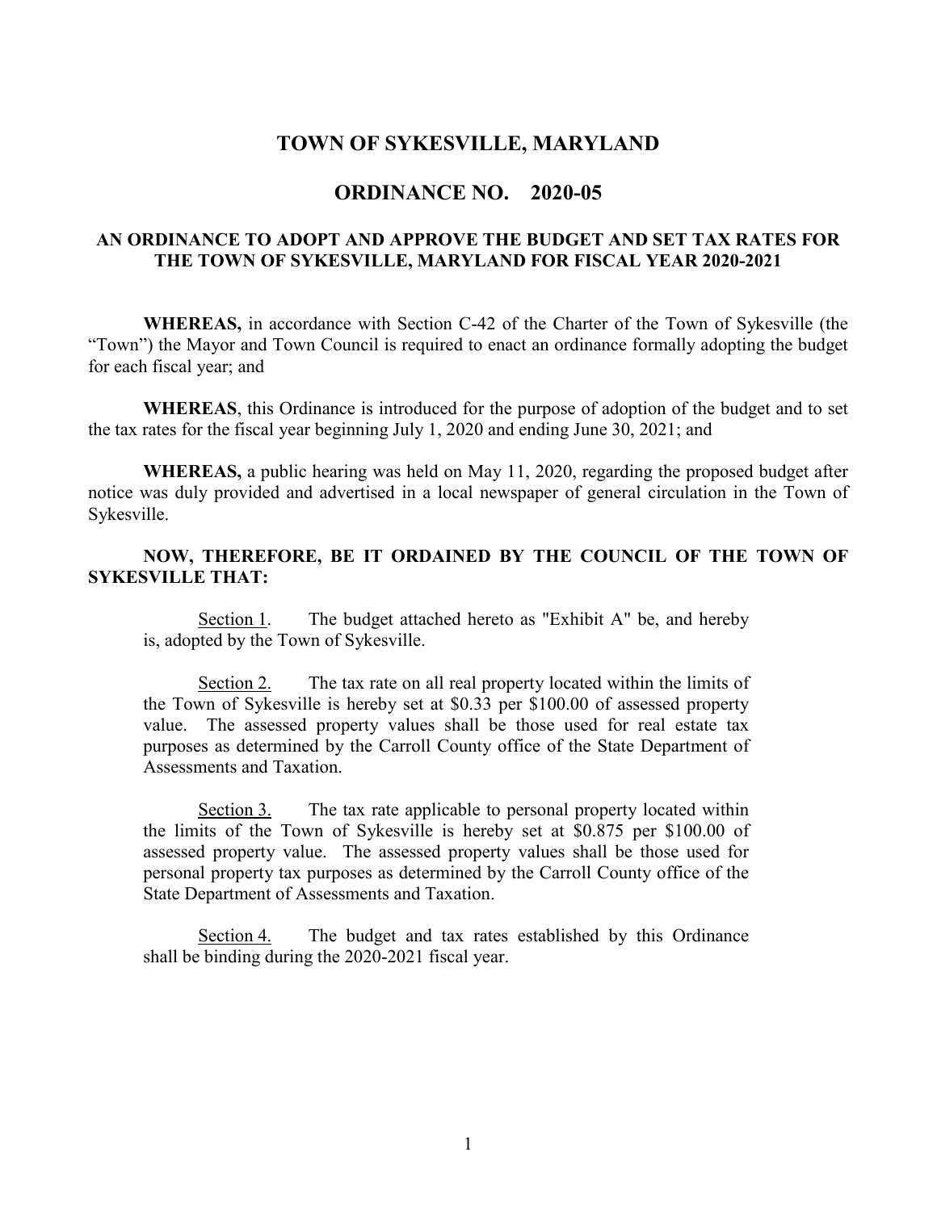# TOWN OF SYKESVILLE, MARYLAND

## ORDINANCE NO. 2020-05

### AN ORDINANCE TO ADOPT AND APPROVE THE BUDGET AND SET TAX RATES FOR THE TOWN OF SYKESVILLE, MARYLAND FOR FISCAL YEAR 2020-2021

**WHEREAS,** in accordance with Section C-42 of the Charter of the Town of Sykesville (the "Town") the Mayor and Town Council is required to enact an ordinance formally adopting the budget for each fiscal year; and

**WHEREAS**, this Ordinance is introduced for the purpose of adoption of the budget and to set the tax rates for the fiscal year beginning July 1, 2020 and ending June 30, 2021; and

**WHEREAS,** a public hearing was held on May 11, 2020, regarding the proposed budget after notice was duly provided and advertised in a local newspaper of general circulation in the Town of Sykesville.

**NOW, THEREFORE, BE IT ORDAINED BY THE COUNCIL OF THE TOWN OF SYKESVILLE THAT:**

Section 1. The budget attached hereto as "Exhibit A" be, and hereby is, adopted by the Town of Sykesville.

Section 2. The tax rate on all real property located within the limits of the Town of Sykesville is hereby set at $0.33 per $100.00 of assessed property value. The assessed property values shall be those used for real estate tax purposes as determined by the Carroll County office of the State Department of Assessments and Taxation.

Section 3. The tax rate applicable to personal property located within the limits of the Town of Sykesville is hereby set at $0.875 per $100.00 of assessed property value. The assessed property values shall be those used for personal property tax purposes as determined by the Carroll County office of the State Department of Assessments and Taxation.

Section 4. The budget and tax rates established by this Ordinance shall be binding during the 2020-2021 fiscal year.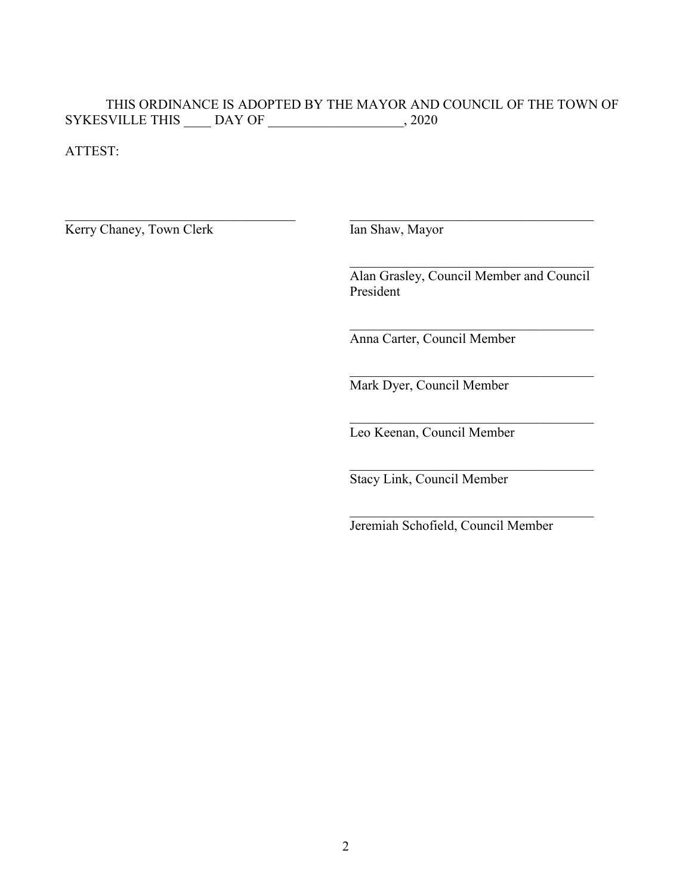THIS ORDINANCE IS ADOPTED BY THE MAYOR AND COUNCIL OF THE TOWN OF SYKESVILLE THIS ____ DAY OF ____________________, 2020

ATTEST:

| | |
|---|---|
| ___________________________________ | ___________________________________ |
| Kerry Chaney, Town Clerk | Ian Shaw, Mayor |
| | ___________________________________ |
| | Alan Grasley, Council Member and Council President |
| | ___________________________________ |
| | Anna Carter, Council Member |
| | ___________________________________ |
| | Mark Dyer, Council Member |
| | ___________________________________ |
| | Leo Keenan, Council Member |
| | ___________________________________ |
| | Stacy Link, Council Member |
| | ___________________________________ |
| | Jeremiah Schofield, Council Member |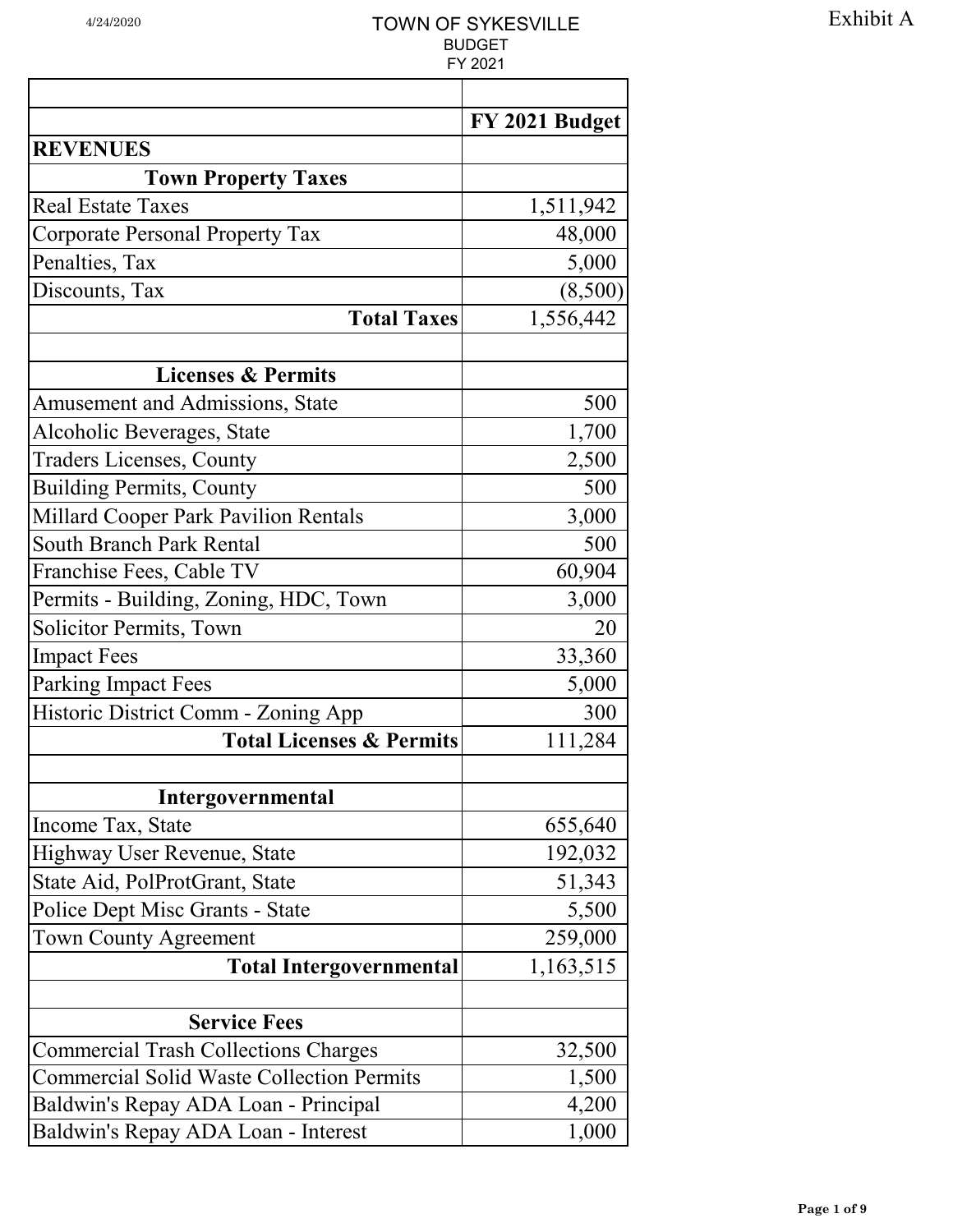Exhibit A

# TOWN OF SYKESVILLE

## BUDGET

## FY 2021

4/24/2020

| | FY 2021 Budget |
|---|---|
| **REVENUES** | |
| **Town Property Taxes** | |
| Real Estate Taxes | 1,511,942 |
| Corporate Personal Property Tax | 48,000 |
| Penalties, Tax | 5,000 |
| Discounts, Tax | (8,500) |
| **Total Taxes** | 1,556,442 |
| | |
| **Licenses & Permits** | |
| Amusement and Admissions, State | 500 |
| Alcoholic Beverages, State | 1,700 |
| Traders Licenses, County | 2,500 |
| Building Permits, County | 500 |
| Millard Cooper Park Pavilion Rentals | 3,000 |
| South Branch Park Rental | 500 |
| Franchise Fees, Cable TV | 60,904 |
| Permits - Building, Zoning, HDC, Town | 3,000 |
| Solicitor Permits, Town | 20 |
| Impact Fees | 33,360 |
| Parking Impact Fees | 5,000 |
| Historic District Comm - Zoning App | 300 |
| **Total Licenses & Permits** | 111,284 |
| | |
| **Intergovernmental** | |
| Income Tax, State | 655,640 |
| Highway User Revenue, State | 192,032 |
| State Aid, PolProtGrant, State | 51,343 |
| Police Dept Misc Grants - State | 5,500 |
| Town County Agreement | 259,000 |
| **Total Intergovernmental** | 1,163,515 |
| | |
| **Service Fees** | |
| Commercial Trash Collections Charges | 32,500 |
| Commercial Solid Waste Collection Permits | 1,500 |
| Baldwin's Repay ADA Loan - Principal | 4,200 |
| Baldwin's Repay ADA Loan - Interest | 1,000 |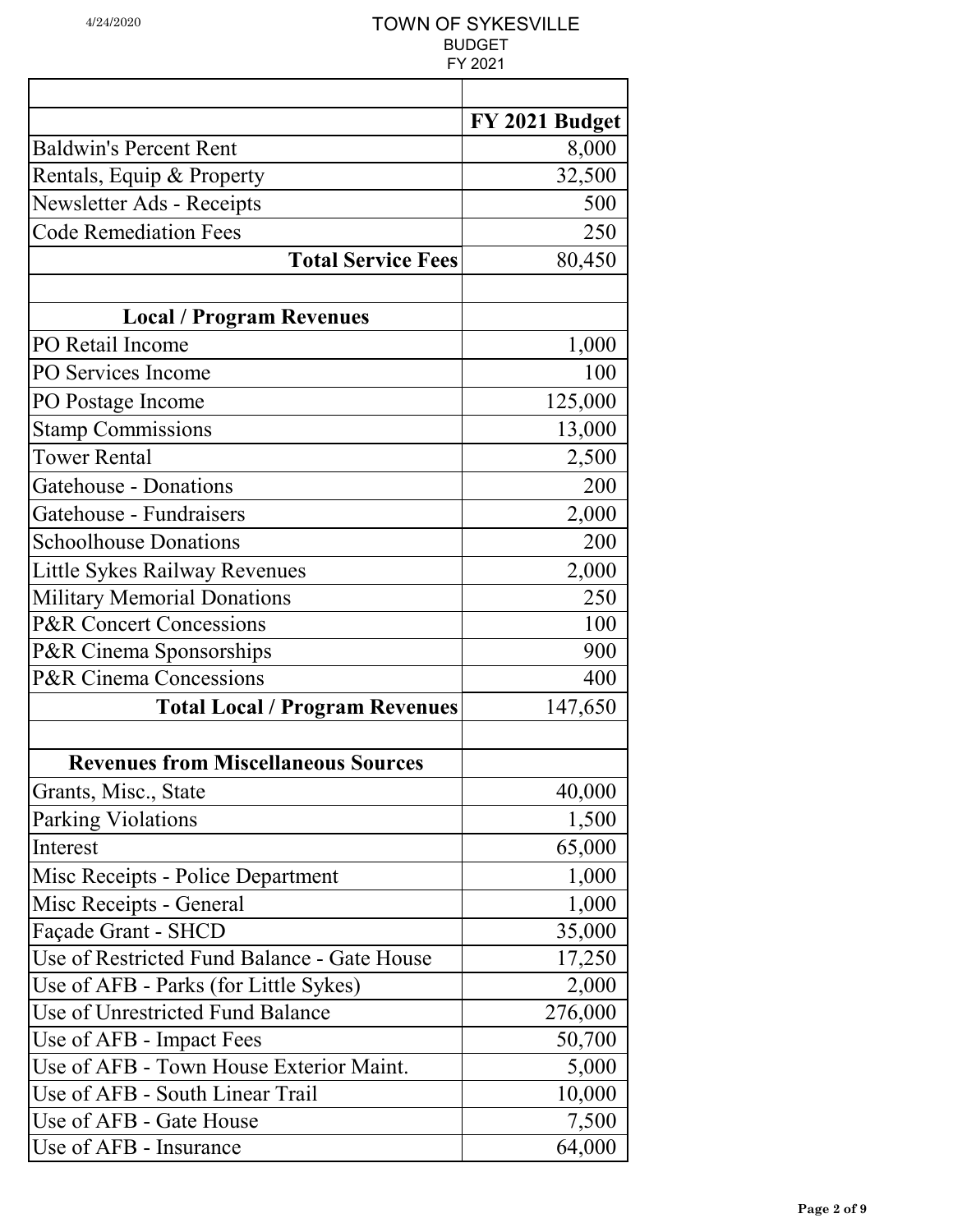4/24/2020

# TOWN OF SYKESVILLE
## BUDGET
## FY 2021

| | FY 2021 Budget |
|---|---:|
| Baldwin's Percent Rent | 8,000 |
| Rentals, Equip & Property | 32,500 |
| Newsletter Ads - Receipts | 500 |
| Code Remediation Fees | 250 |
| **Total Service Fees** | 80,450 |
| | |
| **Local / Program Revenues** | |
| PO Retail Income | 1,000 |
| PO Services Income | 100 |
| PO Postage Income | 125,000 |
| Stamp Commissions | 13,000 |
| Tower Rental | 2,500 |
| Gatehouse - Donations | 200 |
| Gatehouse - Fundraisers | 2,000 |
| Schoolhouse Donations | 200 |
| Little Sykes Railway Revenues | 2,000 |
| Military Memorial Donations | 250 |
| P&R Concert Concessions | 100 |
| P&R Cinema Sponsorships | 900 |
| P&R Cinema Concessions | 400 |
| **Total Local / Program Revenues** | 147,650 |
| | |
| **Revenues from Miscellaneous Sources** | |
| Grants, Misc., State | 40,000 |
| Parking Violations | 1,500 |
| Interest | 65,000 |
| Misc Receipts - Police Department | 1,000 |
| Misc Receipts - General | 1,000 |
| Façade Grant - SHCD | 35,000 |
| Use of Restricted Fund Balance - Gate House | 17,250 |
| Use of AFB - Parks (for Little Sykes) | 2,000 |
| Use of Unrestricted Fund Balance | 276,000 |
| Use of AFB - Impact Fees | 50,700 |
| Use of AFB - Town House Exterior Maint. | 5,000 |
| Use of AFB - South Linear Trail | 10,000 |
| Use of AFB - Gate House | 7,500 |
| Use of AFB - Insurance | 64,000 |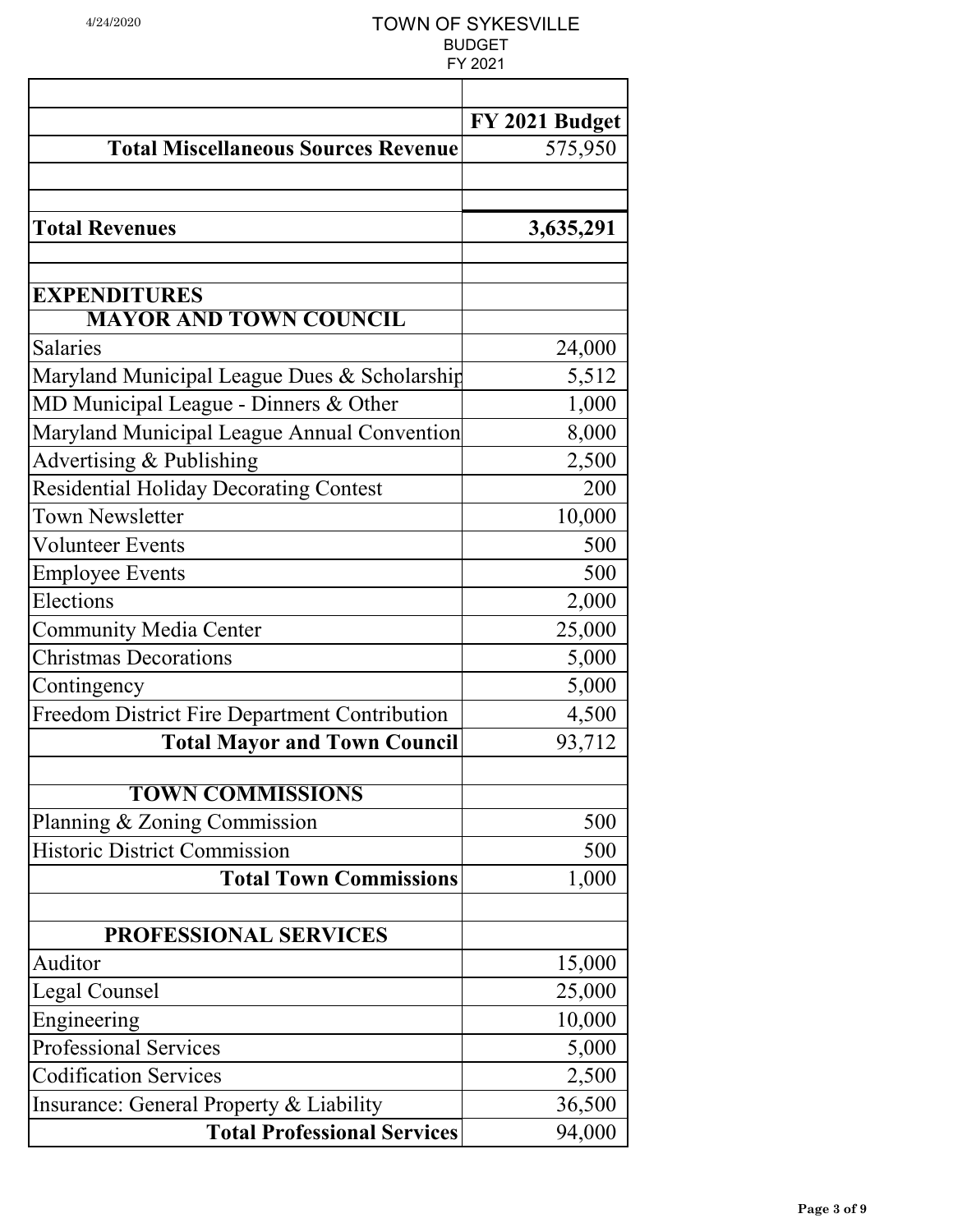TOWN OF SYKESVILLE
BUDGET
FY 2021

| | FY 2021 Budget |
|---|---|
| **Total Miscellaneous Sources Revenue** | 575,950 |
| | |
| | |
| **Total Revenues** | **3,635,291** |
| | |
| | |
| **EXPENDITURES** | |
| **MAYOR AND TOWN COUNCIL** | |
| Salaries | 24,000 |
| Maryland Municipal League Dues & Scholarship | 5,512 |
| MD Municipal League - Dinners & Other | 1,000 |
| Maryland Municipal League Annual Convention | 8,000 |
| Advertising & Publishing | 2,500 |
| Residential Holiday Decorating Contest | 200 |
| Town Newsletter | 10,000 |
| Volunteer Events | 500 |
| Employee Events | 500 |
| Elections | 2,000 |
| Community Media Center | 25,000 |
| Christmas Decorations | 5,000 |
| Contingency | 5,000 |
| Freedom District Fire Department Contribution | 4,500 |
| **Total Mayor and Town Council** | 93,712 |
| | |
| **TOWN COMMISSIONS** | |
| Planning & Zoning Commission | 500 |
| Historic District Commission | 500 |
| **Total Town Commissions** | 1,000 |
| | |
| **PROFESSIONAL SERVICES** | |
| Auditor | 15,000 |
| Legal Counsel | 25,000 |
| Engineering | 10,000 |
| Professional Services | 5,000 |
| Codification Services | 2,500 |
| Insurance: General Property & Liability | 36,500 |
| **Total Professional Services** | 94,000 |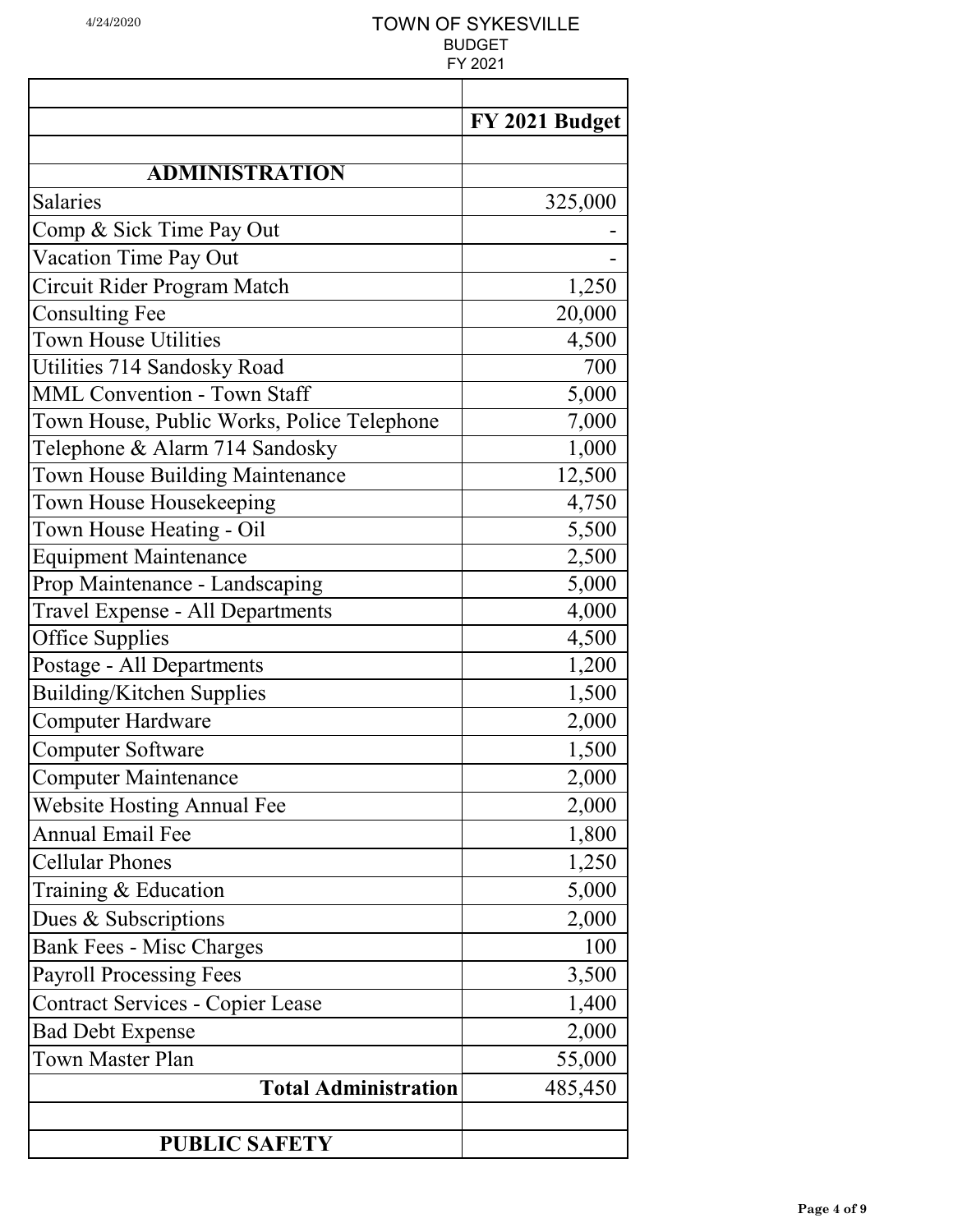# TOWN OF SYKESVILLE

## BUDGET

## FY 2021

4/24/2020

| | FY 2021 Budget |
|---|---|
| | |
| **ADMINISTRATION** | |
| Salaries | 325,000 |
| Comp & Sick Time Pay Out | - |
| Vacation Time Pay Out | - |
| Circuit Rider Program Match | 1,250 |
| Consulting Fee | 20,000 |
| Town House Utilities | 4,500 |
| Utilities 714 Sandosky Road | 700 |
| MML Convention - Town Staff | 5,000 |
| Town House, Public Works, Police Telephone | 7,000 |
| Telephone & Alarm 714 Sandosky | 1,000 |
| Town House Building Maintenance | 12,500 |
| Town House Housekeeping | 4,750 |
| Town House Heating - Oil | 5,500 |
| Equipment Maintenance | 2,500 |
| Prop Maintenance - Landscaping | 5,000 |
| Travel Expense - All Departments | 4,000 |
| Office Supplies | 4,500 |
| Postage - All Departments | 1,200 |
| Building/Kitchen Supplies | 1,500 |
| Computer Hardware | 2,000 |
| Computer Software | 1,500 |
| Computer Maintenance | 2,000 |
| Website Hosting Annual Fee | 2,000 |
| Annual Email Fee | 1,800 |
| Cellular Phones | 1,250 |
| Training & Education | 5,000 |
| Dues & Subscriptions | 2,000 |
| Bank Fees - Misc Charges | 100 |
| Payroll Processing Fees | 3,500 |
| Contract Services - Copier Lease | 1,400 |
| Bad Debt Expense | 2,000 |
| Town Master Plan | 55,000 |
| **Total Administration** | 485,450 |
| | |
| **PUBLIC SAFETY** | |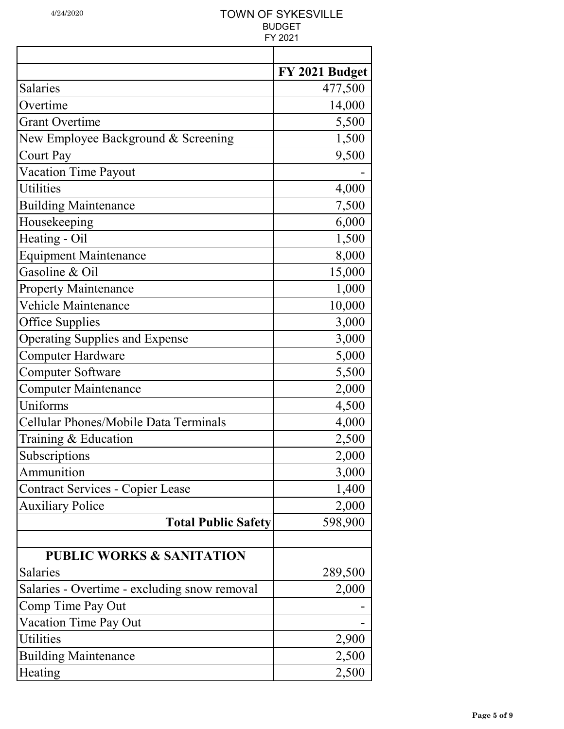4/24/2020

# TOWN OF SYKESVILLE
## BUDGET
## FY 2021

| | FY 2021 Budget |
|---|---|
| Salaries | 477,500 |
| Overtime | 14,000 |
| Grant Overtime | 5,500 |
| New Employee Background & Screening | 1,500 |
| Court Pay | 9,500 |
| Vacation Time Payout | - |
| Utilities | 4,000 |
| Building Maintenance | 7,500 |
| Housekeeping | 6,000 |
| Heating - Oil | 1,500 |
| Equipment Maintenance | 8,000 |
| Gasoline & Oil | 15,000 |
| Property Maintenance | 1,000 |
| Vehicle Maintenance | 10,000 |
| Office Supplies | 3,000 |
| Operating Supplies and Expense | 3,000 |
| Computer Hardware | 5,000 |
| Computer Software | 5,500 |
| Computer Maintenance | 2,000 |
| Uniforms | 4,500 |
| Cellular Phones/Mobile Data Terminals | 4,000 |
| Training & Education | 2,500 |
| Subscriptions | 2,000 |
| Ammunition | 3,000 |
| Contract Services - Copier Lease | 1,400 |
| Auxiliary Police | 2,000 |
| **Total Public Safety** | 598,900 |
| | |
| **PUBLIC WORKS & SANITATION** | |
| Salaries | 289,500 |
| Salaries - Overtime - excluding snow removal | 2,000 |
| Comp Time Pay Out | - |
| Vacation Time Pay Out | - |
| Utilities | 2,900 |
| Building Maintenance | 2,500 |
| Heating | 2,500 |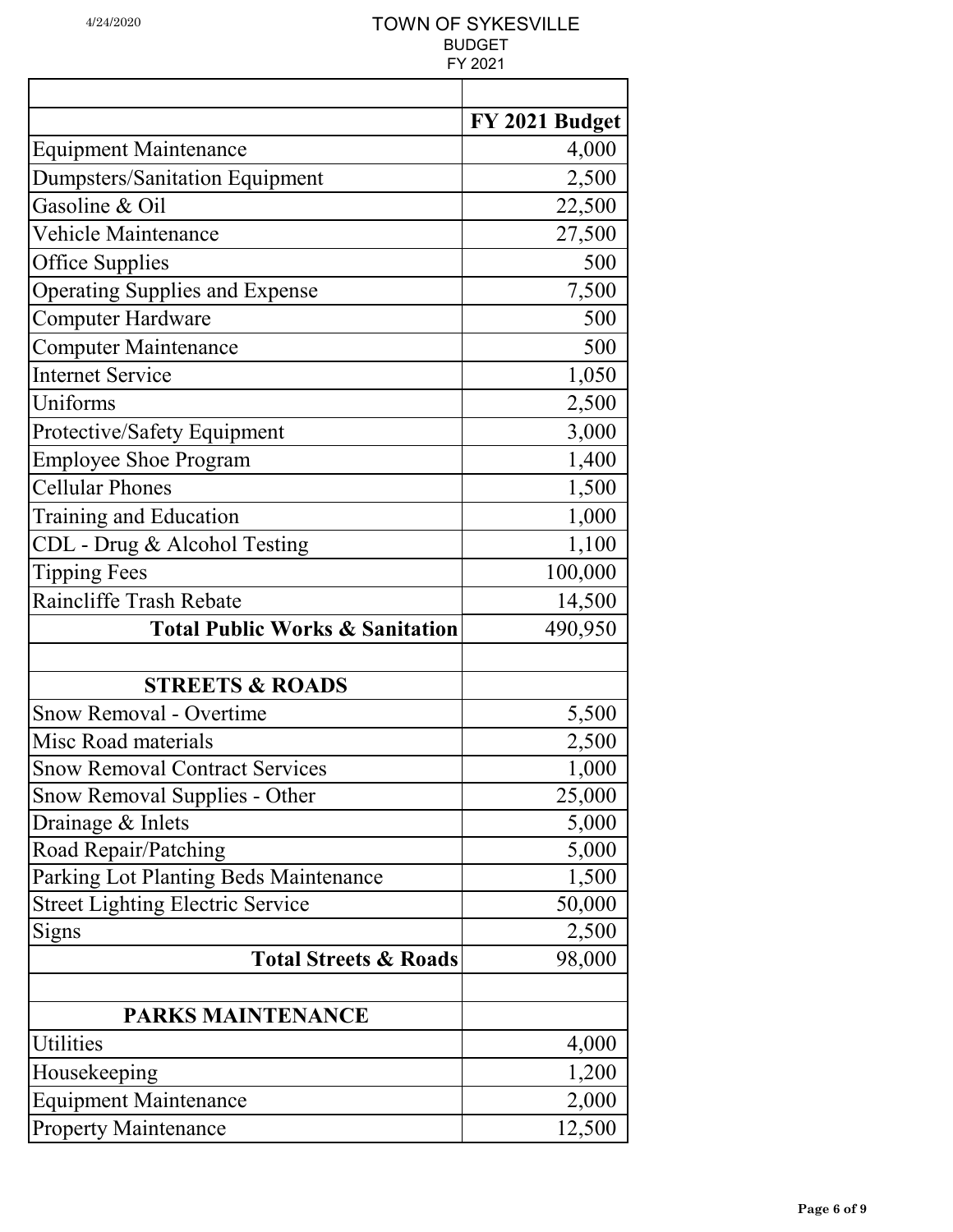TOWN OF SYKESVILLE
BUDGET
FY 2021

| | FY 2021 Budget |
|---|---:|
| Equipment Maintenance | 4,000 |
| Dumpsters/Sanitation Equipment | 2,500 |
| Gasoline & Oil | 22,500 |
| Vehicle Maintenance | 27,500 |
| Office Supplies | 500 |
| Operating Supplies and Expense | 7,500 |
| Computer Hardware | 500 |
| Computer Maintenance | 500 |
| Internet Service | 1,050 |
| Uniforms | 2,500 |
| Protective/Safety Equipment | 3,000 |
| Employee Shoe Program | 1,400 |
| Cellular Phones | 1,500 |
| Training and Education | 1,000 |
| CDL - Drug & Alcohol Testing | 1,100 |
| Tipping Fees | 100,000 |
| Raincliffe Trash Rebate | 14,500 |
| **Total Public Works & Sanitation** | 490,950 |
| | |
| **STREETS & ROADS** | |
| Snow Removal - Overtime | 5,500 |
| Misc Road materials | 2,500 |
| Snow Removal Contract Services | 1,000 |
| Snow Removal Supplies - Other | 25,000 |
| Drainage & Inlets | 5,000 |
| Road Repair/Patching | 5,000 |
| Parking Lot Planting Beds Maintenance | 1,500 |
| Street Lighting Electric Service | 50,000 |
| Signs | 2,500 |
| **Total Streets & Roads** | 98,000 |
| | |
| **PARKS MAINTENANCE** | |
| Utilities | 4,000 |
| Housekeeping | 1,200 |
| Equipment Maintenance | 2,000 |
| Property Maintenance | 12,500 |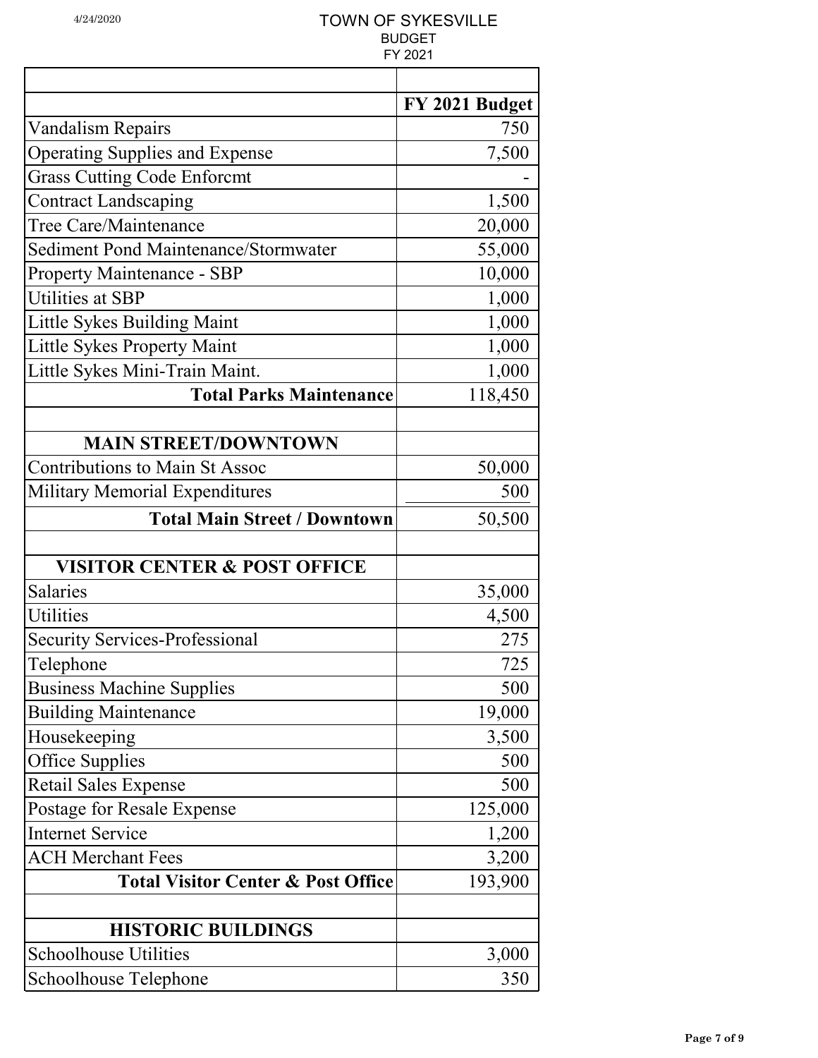# TOWN OF SYKESVILLE
## BUDGET
## FY 2021

| | FY 2021 Budget |
|---|---:|
| Vandalism Repairs | 750 |
| Operating Supplies and Expense | 7,500 |
| Grass Cutting Code Enforcmt | - |
| Contract Landscaping | 1,500 |
| Tree Care/Maintenance | 20,000 |
| Sediment Pond Maintenance/Stormwater | 55,000 |
| Property Maintenance - SBP | 10,000 |
| Utilities at SBP | 1,000 |
| Little Sykes Building Maint | 1,000 |
| Little Sykes Property Maint | 1,000 |
| Little Sykes Mini-Train Maint. | 1,000 |
| **Total Parks Maintenance** | 118,450 |
| | |
| **MAIN STREET/DOWNTOWN** | |
| Contributions to Main St Assoc | 50,000 |
| Military Memorial Expenditures | 500 |
| **Total Main Street / Downtown** | 50,500 |
| | |
| **VISITOR CENTER & POST OFFICE** | |
| Salaries | 35,000 |
| Utilities | 4,500 |
| Security Services-Professional | 275 |
| Telephone | 725 |
| Business Machine Supplies | 500 |
| Building Maintenance | 19,000 |
| Housekeeping | 3,500 |
| Office Supplies | 500 |
| Retail Sales Expense | 500 |
| Postage for Resale Expense | 125,000 |
| Internet Service | 1,200 |
| ACH Merchant Fees | 3,200 |
| **Total Visitor Center & Post Office** | 193,900 |
| | |
| **HISTORIC BUILDINGS** | |
| Schoolhouse Utilities | 3,000 |
| Schoolhouse Telephone | 350 |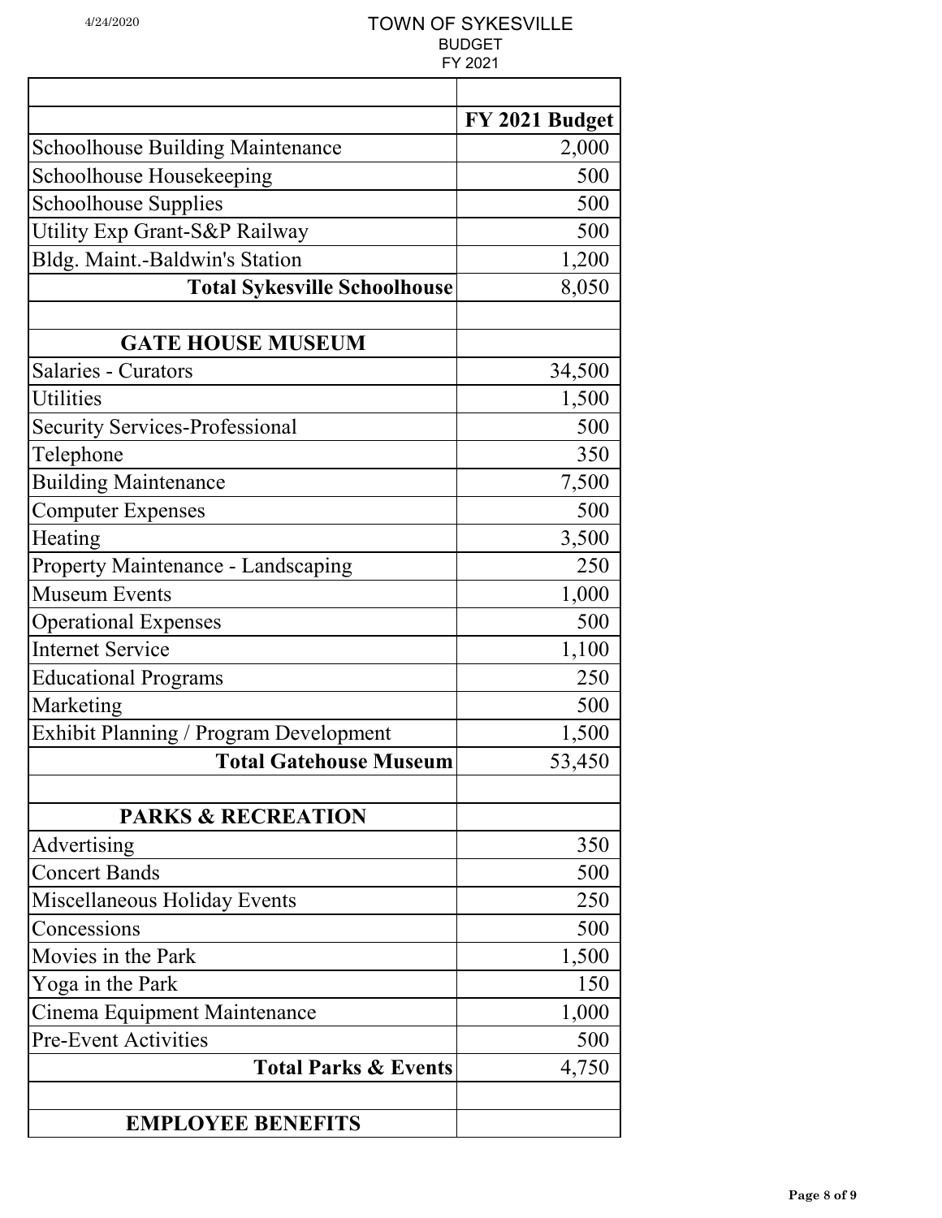TOWN OF SYKESVILLE
BUDGET
FY 2021

| | FY 2021 Budget |
|---|---|
| Schoolhouse Building Maintenance | 2,000 |
| Schoolhouse Housekeeping | 500 |
| Schoolhouse Supplies | 500 |
| Utility Exp Grant-S&P Railway | 500 |
| Bldg. Maint.-Baldwin's Station | 1,200 |
| **Total Sykesville Schoolhouse** | 8,050 |
| | |
| **GATE HOUSE MUSEUM** | |
| Salaries - Curators | 34,500 |
| Utilities | 1,500 |
| Security Services-Professional | 500 |
| Telephone | 350 |
| Building Maintenance | 7,500 |
| Computer Expenses | 500 |
| Heating | 3,500 |
| Property Maintenance - Landscaping | 250 |
| Museum Events | 1,000 |
| Operational Expenses | 500 |
| Internet Service | 1,100 |
| Educational Programs | 250 |
| Marketing | 500 |
| Exhibit Planning / Program Development | 1,500 |
| **Total Gatehouse Museum** | 53,450 |
| | |
| **PARKS & RECREATION** | |
| Advertising | 350 |
| Concert Bands | 500 |
| Miscellaneous Holiday Events | 250 |
| Concessions | 500 |
| Movies in the Park | 1,500 |
| Yoga in the Park | 150 |
| Cinema Equipment Maintenance | 1,000 |
| Pre-Event Activities | 500 |
| **Total Parks & Events** | 4,750 |
| | |
| **EMPLOYEE BENEFITS** | |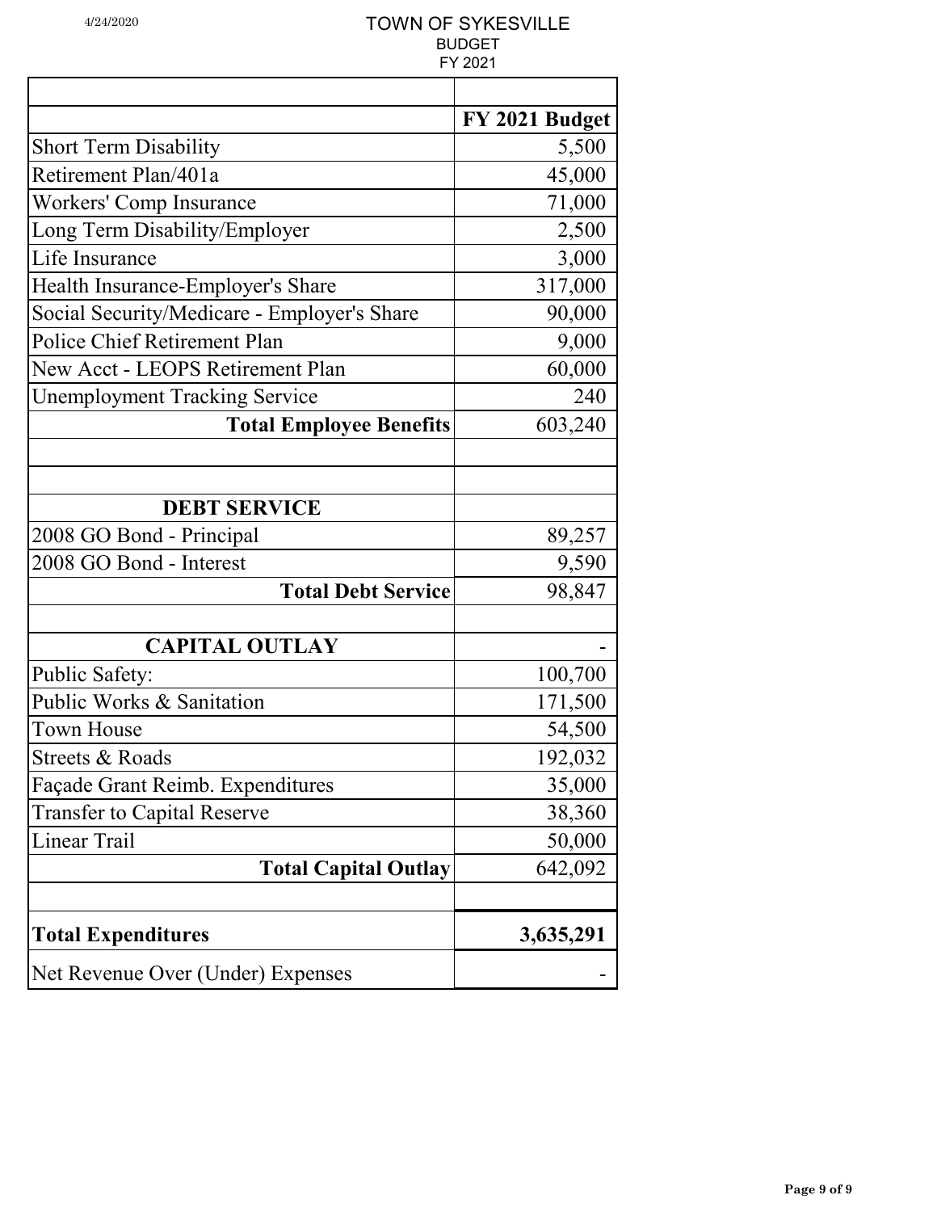# TOWN OF SYKESVILLE

BUDGET

FY 2021

| | FY 2021 Budget |
|---|---|
| Short Term Disability | 5,500 |
| Retirement Plan/401a | 45,000 |
| Workers' Comp Insurance | 71,000 |
| Long Term Disability/Employer | 2,500 |
| Life Insurance | 3,000 |
| Health Insurance-Employer's Share | 317,000 |
| Social Security/Medicare - Employer's Share | 90,000 |
| Police Chief Retirement Plan | 9,000 |
| New Acct - LEOPS Retirement Plan | 60,000 |
| Unemployment Tracking Service | 240 |
| **Total Employee Benefits** | 603,240 |
| | |
| | |
| **DEBT SERVICE** | |
| 2008 GO Bond - Principal | 89,257 |
| 2008 GO Bond - Interest | 9,590 |
| **Total Debt Service** | 98,847 |
| | |
| **CAPITAL OUTLAY** | - |
| Public Safety: | 100,700 |
| Public Works & Sanitation | 171,500 |
| Town House | 54,500 |
| Streets & Roads | 192,032 |
| Façade Grant Reimb. Expenditures | 35,000 |
| Transfer to Capital Reserve | 38,360 |
| Linear Trail | 50,000 |
| **Total Capital Outlay** | 642,092 |
| | |
| **Total Expenditures** | **3,635,291** |
| Net Revenue Over (Under) Expenses | - |